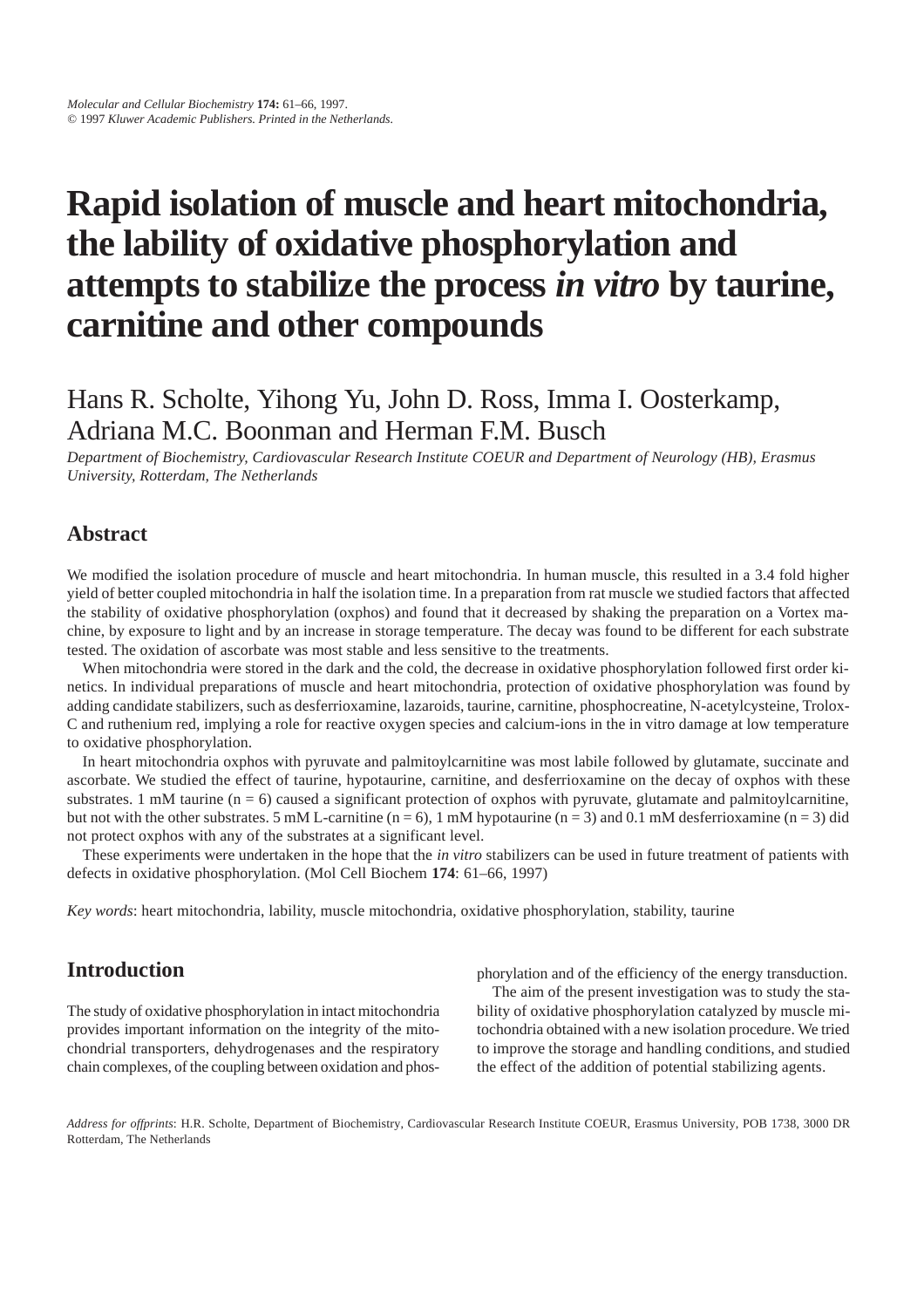# Rapid isolation of muscle and heart mitochondria, the lability of oxidative phosphorylation and attempts to stabilize the process *in vitro* by taurine, carnitine and other compounds

Hans R. Scholte, Yihong Yu, John D. Ross, Imma I. Oosterkamp, Adriana M.C. Boonman and Herman F.M. Busch

*Department of Biochemistry, Cardiovascular Research Institute COEUR and Department of Neurology (HB), Erasmus University, Rotterdam, The Netherlands*

## Abstract

We modified the isolation procedure of muscle and heart mitochondria. In human muscle, this resulted in a 3.4 fold higher yield of better coupled mitochondria in half the isolation time. In a preparation from rat muscle we studied factors that affected the stability of oxidative phosphorylation (oxphos) and found that it decreased by shaking the preparation on a Vortex machine, by exposure to light and by an increase in storage temperature. The decay was found to be different for each substrate tested. The oxidation of ascorbate was most stable and less sensitive to the treatments.

When mitochondria were stored in the dark and the cold, the decrease in oxidative phosphorylation followed first order kinetics. In individual preparations of muscle and heart mitochondria, protection of oxidative phosphorylation was found by adding candidate stabilizers, such as desferrioxamine, lazaroids, taurine, carnitine, phosphocreatine, N-acetylcysteine, Trolox-C and ruthenium red, implying a role for reactive oxygen species and calcium-ions in the in vitro damage at low temperature to oxidative phosphorylation.

In heart mitochondria oxphos with pyruvate and palmitoylcarnitine was most labile followed by glutamate, succinate and ascorbate. We studied the effect of taurine, hypotaurine, carnitine, and desferrioxamine on the decay of oxphos with these substrates. 1 mM taurine (n = 6) caused a significant protection of oxphos with pyruvate, glutamate and palmitoylcarnitine, but not with the other substrates. 5 mM L-carnitine (n = 6), 1 mM hypotaurine (n = 3) and 0.1 mM desferrioxamine (n = 3) did not protect oxphos with any of the substrates at a significant level.

These experiments were undertaken in the hope that the *in vitro* stabilizers can be used in future treatment of patients with defects in oxidative phosphorylation. (Mol Cell Biochem **174**: 61–66, 1997)

*Key words*: heart mitochondria, lability, muscle mitochondria, oxidative phosphorylation, stability, taurine

## Introduction

The study of oxidative phosphorylation in intact mitochondria provides important information on the integrity of the mitochondrial transporters, dehydrogenases and the respiratory chain complexes, of the coupling between oxidation and phosphorylation and of the efficiency of the energy transduction.

The aim of the present investigation was to study the stability of oxidative phosphorylation catalyzed by muscle mitochondria obtained with a new isolation procedure. We tried to improve the storage and handling conditions, and studied the effect of the addition of potential stabilizing agents.

*Address for offprints*: H.R. Scholte, Department of Biochemistry, Cardiovascular Research Institute COEUR, Erasmus University, POB 1738, 3000 DR Rotterdam, The Netherlands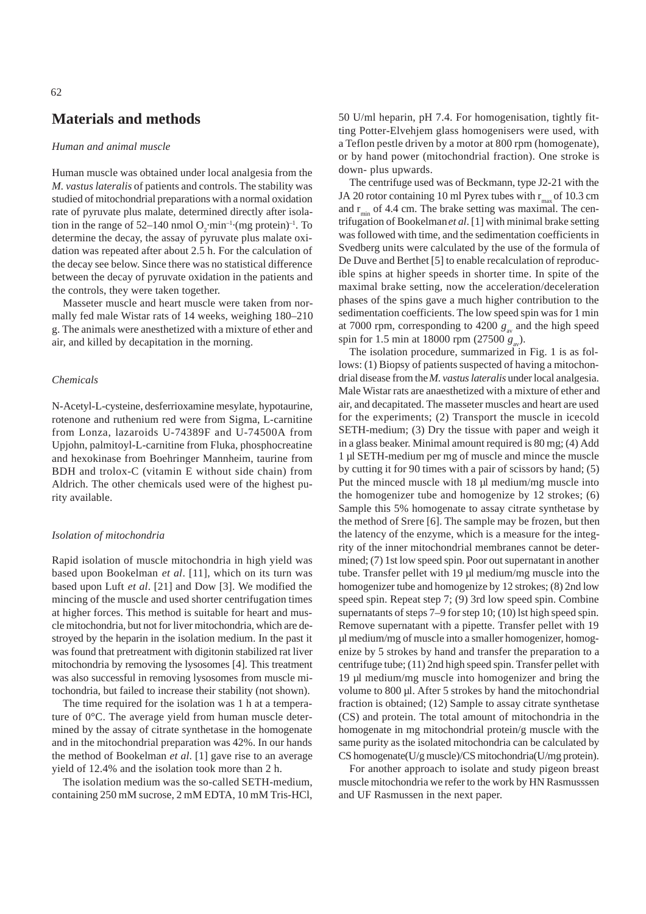## Materials and methods

### *Human and animal muscle*

Human muscle was obtained under local analgesia from the *M. vastus lateralis* of patients and controls. The stability was studied of mitochondrial preparations with a normal oxidation rate of pyruvate plus malate, determined directly after isolation in the range of 52–140 nmol $O_2 \cdot min^{-1} \cdot (mg\ protein)^{-1}$. To determine the decay, the assay of pyruvate plus malate oxidation was repeated after about 2.5 h. For the calculation of the decay see below. Since there was no statistical difference between the decay of pyruvate oxidation in the patients and the controls, they were taken together.

Masseter muscle and heart muscle were taken from normally fed male Wistar rats of 14 weeks, weighing 180–210 g. The animals were anesthetized with a mixture of ether and air, and killed by decapitation in the morning.

### *Chemicals*

N-Acetyl-L-cysteine, desferrioxamine mesylate, hypotaurine, rotenone and ruthenium red were from Sigma, L-carnitine from Lonza, lazaroids U-74389F and U-74500A from Upjohn, palmitoyl-L-carnitine from Fluka, phosphocreatine and hexokinase from Boehringer Mannheim, taurine from BDH and trolox-C (vitamin E without side chain) from Aldrich. The other chemicals used were of the highest purity available.

### *Isolation of mitochondria*

Rapid isolation of muscle mitochondria in high yield was based upon Bookelman *et al*. [11], which on its turn was based upon Luft *et al*. [21] and Dow [3]. We modified the mincing of the muscle and used shorter centrifugation times at higher forces. This method is suitable for heart and muscle mitochondria, but not for liver mitochondria, which are destroyed by the heparin in the isolation medium. In the past it was found that pretreatment with digitonin stabilized rat liver mitochondria by removing the lysosomes [4]. This treatment was also successful in removing lysosomes from muscle mitochondria, but failed to increase their stability (not shown).

The time required for the isolation was 1 h at a temperature of 0°C. The average yield from human muscle determined by the assay of citrate synthetase in the homogenate and in the mitochondrial preparation was 42%. In our hands the method of Bookelman *et al*. [1] gave rise to an average yield of 12.4% and the isolation took more than 2 h.

The isolation medium was the so-called SETH-medium, containing 250 mM sucrose, 2 mM EDTA, 10 mM Tris-HCl, 50 U/ml heparin, pH 7.4. For homogenisation, tightly fitting Potter-Elvehjem glass homogenisers were used, with a Teflon pestle driven by a motor at 800 rpm (homogenate), or by hand power (mitochondrial fraction). One stroke is down- plus upwards.

The centrifuge used was of Beckmann, type J2-21 with the JA 20 rotor containing 10 ml Pyrex tubes with $r_{max}$ of 10.3 cm and $r_{min}$ of 4.4 cm. The brake setting was maximal. The centrifugation of Bookelman *et al*. [1] with minimal brake setting was followed with time, and the sedimentation coefficients in Svedberg units were calculated by the use of the formula of De Duve and Berthet [5] to enable recalculation of reproducible spins at higher speeds in shorter time. In spite of the maximal brake setting, now the acceleration/deceleration phases of the spins gave a much higher contribution to the sedimentation coefficients. The low speed spin was for 1 min at 7000 rpm, corresponding to 4200 $g_{av}$ and the high speed spin for 1.5 min at 18000 rpm (27500 $g_{av}$).

The isolation procedure, summarized in Fig. 1 is as follows: (1) Biopsy of patients suspected of having a mitochondrial disease from the *M. vastus lateralis* under local analgesia. Male Wistar rats are anaesthetized with a mixture of ether and air, and decapitated. The masseter muscles and heart are used for the experiments; (2) Transport the muscle in icecold SETH-medium; (3) Dry the tissue with paper and weigh it in a glass beaker. Minimal amount required is 80 mg; (4) Add 1 µl SETH-medium per mg of muscle and mince the muscle by cutting it for 90 times with a pair of scissors by hand; (5) Put the minced muscle with 18 µl medium/mg muscle into the homogenizer tube and homogenize by 12 strokes; (6) Sample this 5% homogenate to assay citrate synthetase by the method of Srere [6]. The sample may be frozen, but then the latency of the enzyme, which is a measure for the integrity of the inner mitochondrial membranes cannot be determined; (7) 1st low speed spin. Poor out supernatant in another tube. Transfer pellet with 19 µl medium/mg muscle into the homogenizer tube and homogenize by 12 strokes; (8) 2nd low speed spin. Repeat step 7; (9) 3rd low speed spin. Combine supernatants of steps 7–9 for step 10; (10) lst high speed spin. Remove supernatant with a pipette. Transfer pellet with 19 µl medium/mg of muscle into a smaller homogenizer, homogenize by 5 strokes by hand and transfer the preparation to a centrifuge tube; (11) 2nd high speed spin. Transfer pellet with 19 µl medium/mg muscle into homogenizer and bring the volume to 800 µl. After 5 strokes by hand the mitochondrial fraction is obtained; (12) Sample to assay citrate synthetase (CS) and protein. The total amount of mitochondria in the homogenate in mg mitochondrial protein/g muscle with the same purity as the isolated mitochondria can be calculated by CS homogenate(U/g muscle)/CS mitochondria(U/mg protein).

For another approach to isolate and study pigeon breast muscle mitochondria we refer to the work by HN Rasmusssen and UF Rasmussen in the next paper.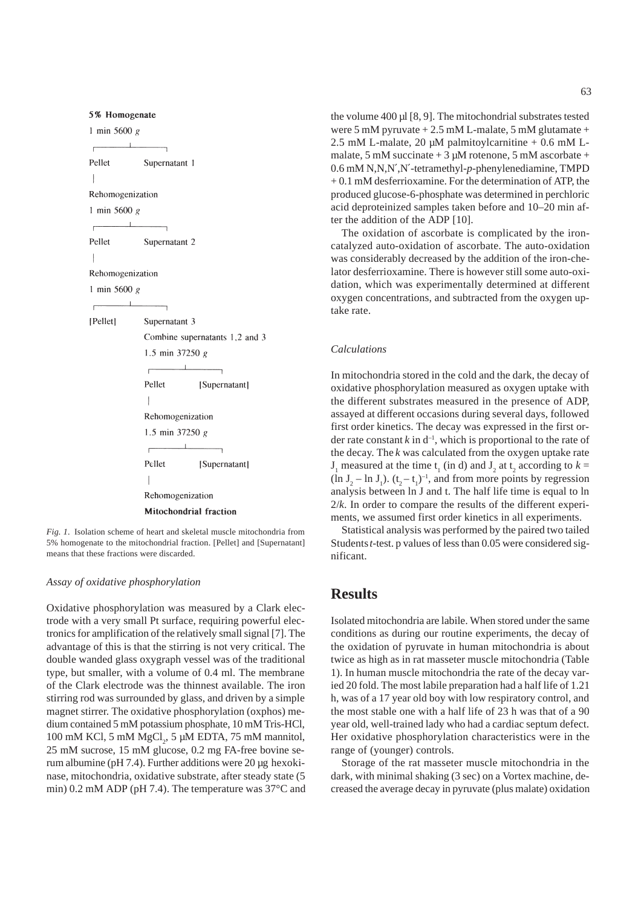5% Homogenate

1 min 5600 *g*

```
Pellet          Supernatant 1
|
Rehomogenization
1 min 5600 g
Pellet          Supernatant 2
|
Rehomogenization
1 min 5600 g
[Pellet]        Supernatant 3
                Combine supernatants 1,2 and 3
                1.5 min 37250 g
                Pellet          [Supernatant]
                |
                Rehomogenization
                1.5 min 37250 g
                Pellet          [Supernatant]
                |
                Rehomogenization
                Mitochondrial fraction
```

*Fig. 1.* Isolation scheme of heart and skeletal muscle mitochondria from 5% homogenate to the mitochondrial fraction. [Pellet] and [Supernatant] means that these fractions were discarded.

### *Assay of oxidative phosphorylation*

Oxidative phosphorylation was measured by a Clark electrode with a very small Pt surface, requiring powerful electronics for amplification of the relatively small signal [7]. The advantage of this is that the stirring is not very critical. The double wanded glass oxygraph vessel was of the traditional type, but smaller, with a volume of 0.4 ml. The membrane of the Clark electrode was the thinnest available. The iron stirring rod was surrounded by glass, and driven by a simple magnet stirrer. The oxidative phosphorylation (oxphos) medium contained 5 mM potassium phosphate, 10 mM Tris-HCl, 100 mM KCl, 5 mM $MgCl_2$, 5 µM EDTA, 75 mM mannitol, 25 mM sucrose, 15 mM glucose, 0.2 mg FA-free bovine serum albumine (pH 7.4). Further additions were 20 µg hexokinase, mitochondria, oxidative substrate, after steady state (5 min) 0.2 mM ADP (pH 7.4). The temperature was 37°C and the volume 400 µl [8, 9]. The mitochondrial substrates tested were 5 mM pyruvate + 2.5 mM L-malate, 5 mM glutamate + 2.5 mM L-malate, 20 µM palmitoylcarnitine + 0.6 mM L-malate, 5 mM succinate + 3 µM rotenone, 5 mM ascorbate + 0.6 mM N,N,N′,N′-tetramethyl-*p*-phenylenediamine, TMPD + 0.1 mM desferrioxamine. For the determination of ATP, the produced glucose-6-phosphate was determined in perchloric acid deproteinized samples taken before and 10–20 min after the addition of the ADP [10].

The oxidation of ascorbate is complicated by the iron-catalyzed auto-oxidation of ascorbate. The auto-oxidation was considerably decreased by the addition of the iron-chelator desferrioxamine. There is however still some auto-oxidation, which was experimentally determined at different oxygen concentrations, and subtracted from the oxygen uptake rate.

### *Calculations*

In mitochondria stored in the cold and the dark, the decay of oxidative phosphorylation measured as oxygen uptake with the different substrates measured in the presence of ADP, assayed at different occasions during several days, followed first order kinetics. The decay was expressed in the first order rate constant $k$ in $d^{-1}$, which is proportional to the rate of the decay. The $k$ was calculated from the oxygen uptake rate $J_1$ measured at the time $t_1$ (in d) and $J_2$ at $t_2$ according to $k = (\ln J_2 - \ln J_1) . (t_2 - t_1)^{-1}$, and from more points by regression analysis between ln J and t. The half life time is equal to ln $2/k$. In order to compare the results of the different experiments, we assumed first order kinetics in all experiments.

Statistical analysis was performed by the paired two tailed Students *t*-test. p values of less than 0.05 were considered significant.

## Results

Isolated mitochondria are labile. When stored under the same conditions as during our routine experiments, the decay of the oxidation of pyruvate in human mitochondria is about twice as high as in rat masseter muscle mitochondria (Table 1). In human muscle mitochondria the rate of the decay varied 20 fold. The most labile preparation had a half life of 1.21 h, was of a 17 year old boy with low respiratory control, and the most stable one with a half life of 23 h was that of a 90 year old, well-trained lady who had a cardiac septum defect. Her oxidative phosphorylation characteristics were in the range of (younger) controls.

Storage of the rat masseter muscle mitochondria in the dark, with minimal shaking (3 sec) on a Vortex machine, decreased the average decay in pyruvate (plus malate) oxidation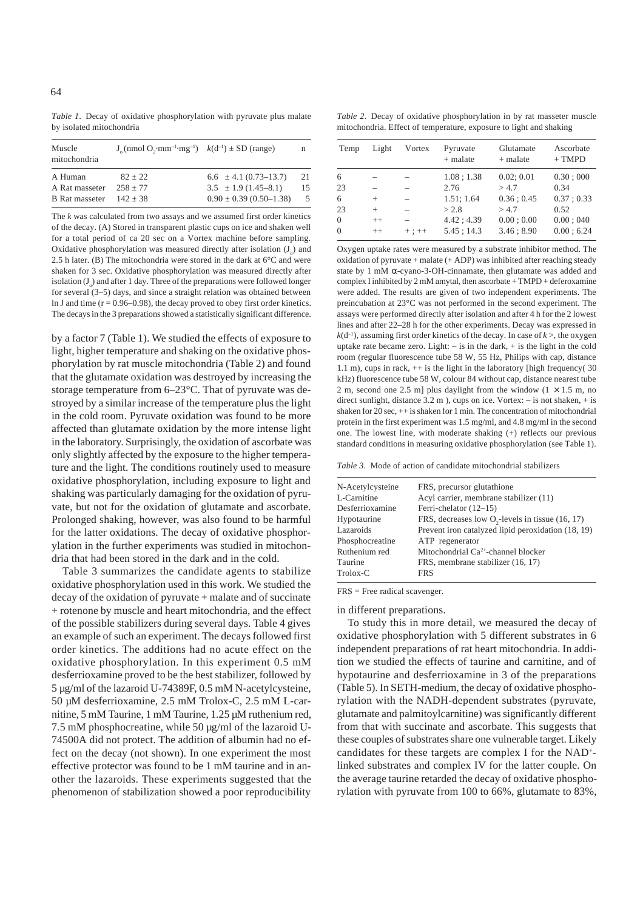*Table 1*. Decay of oxidative phosphorylation with pyruvate plus malate by isolated mitochondria

| Muscle mitochondria | $J_o$ (nmol $O_2 \cdot mm^{-1} \cdot mg^{-1}$) | $k(d^{-1}) \pm$ SD (range) | n |
|---|---|---|---|
| A Human | 82 ± 22 | 6.6 ± 4.1 (0.73–13.7) | 21 |
| A Rat masseter | 258 ± 77 | 3.5 ± 1.9 (1.45–8.1) | 15 |
| B Rat masseter | 142 ± 38 | 0.90 ± 0.39 (0.50–1.38) | 5 |

The *k* was calculated from two assays and we assumed first order kinetics of the decay. (A) Stored in transparent plastic cups on ice and shaken well for a total period of ca 20 sec on a Vortex machine before sampling. Oxidative phosphorylation was measured directly after isolation ($J_o$) and 2.5 h later. (B) The mitochondria were stored in the dark at 6°C and were shaken for 3 sec. Oxidative phosphorylation was measured directly after isolation ($J_o$) and after 1 day. Three of the preparations were followed longer for several (3–5) days, and since a straight relation was obtained between ln J and time (r = 0.96–0.98), the decay proved to obey first order kinetics. The decays in the 3 preparations showed a statistically significant difference.

by a factor 7 (Table 1). We studied the effects of exposure to light, higher temperature and shaking on the oxidative phosphorylation by rat muscle mitochondria (Table 2) and found that the glutamate oxidation was destroyed by increasing the storage temperature from 6–23°C. That of pyruvate was destroyed by a similar increase of the temperature plus the light in the cold room. Pyruvate oxidation was found to be more affected than glutamate oxidation by the more intense light in the laboratory. Surprisingly, the oxidation of ascorbate was only slightly affected by the exposure to the higher temperature and the light. The conditions routinely used to measure oxidative phosphorylation, including exposure to light and shaking was particularly damaging for the oxidation of pyruvate, but not for the oxidation of glutamate and ascorbate. Prolonged shaking, however, was also found to be harmful for the latter oxidations. The decay of oxidative phosphorylation in the further experiments was studied in mitochondria that had been stored in the dark and in the cold.

Table 3 summarizes the candidate agents to stabilize oxidative phosphorylation used in this work. We studied the decay of the oxidation of pyruvate + malate and of succinate + rotenone by muscle and heart mitochondria, and the effect of the possible stabilizers during several days. Table 4 gives an example of such an experiment. The decays followed first order kinetics. The additions had no acute effect on the oxidative phosphorylation. In this experiment 0.5 mM desferrioxamine proved to be the best stabilizer, followed by 5 µg/ml of the lazaroid U-74389F, 0.5 mM N-acetylcysteine, 50 µM desferrioxamine, 2.5 mM Trolox-C, 2.5 mM L-carnitine, 5 mM Taurine, 1 mM Taurine, 1.25 µM ruthenium red, 7.5 mM phosphocreatine, while 50 µg/ml of the lazaroid U-74500A did not protect. The addition of albumin had no effect on the decay (not shown). In one experiment the most effective protector was found to be 1 mM taurine and in another the lazaroids. These experiments suggested that the phenomenon of stabilization showed a poor reproducibility in different preparations.

*Table 2*. Decay of oxidative phosphorylation in by rat masseter muscle mitochondria. Effect of temperature, exposure to light and shaking

| Temp | Light | Vortex | Pyruvate + malate | Glutamate + malate | Ascorbate + TMPD |
|---|---|---|---|---|---|
| 6 | – | – | 1.08 ; 1.38 | 0.02; 0.01 | 0.30 ; 000 |
| 23 | – | – | 2.76 | > 4.7 | 0.34 |
| 6 | + | – | 1.51; 1.64 | 0.36 ; 0.45 | 0.37 ; 0.33 |
| 23 | + | – | > 2.8 | > 4.7 | 0.52 |
| 0 | ++ | – | 4.42 ; 4.39 | 0.00 ; 0.00 | 0.00 ; 040 |
| 0 | ++ | + ; ++ | 5.45 ; 14.3 | 3.46 ; 8.90 | 0.00 ; 6.24 |

Oxygen uptake rates were measured by a substrate inhibitor method. The oxidation of pyruvate + malate (+ ADP) was inhibited after reaching steady state by 1 mM α-cyano-3-OH-cinnamate, then glutamate was added and complex I inhibited by 2 mM amytal, then ascorbate + TMPD + deferoxamine were added. The results are given of two independent experiments. The preincubation at 23°C was not performed in the second experiment. The assays were performed directly after isolation and after 4 h for the 2 lowest lines and after 22–28 h for the other experiments. Decay was expressed in $k(d^{-1})$, assuming first order kinetics of the decay. In case of *k* >, the oxygen uptake rate became zero. Light: – is in the dark, + is the light in the cold room (regular fluorescence tube 58 W, 55 Hz, Philips with cap, distance 1.1 m), cups in rack, ++ is the light in the laboratory [high frequency( 30 kHz) fluorescence tube 58 W, colour 84 without cap, distance nearest tube 2 m, second one 2.5 m] plus daylight from the window (1 × 1.5 m, no direct sunlight, distance 3.2 m ), cups on ice. Vortex: – is not shaken, + is shaken for 20 sec, ++ is shaken for 1 min. The concentration of mitochondrial protein in the first experiment was 1.5 mg/ml, and 4.8 mg/ml in the second one. The lowest line, with moderate shaking (+) reflects our previous standard conditions in measuring oxidative phosphorylation (see Table 1).

*Table 3*. Mode of action of candidate mitochondrial stabilizers

| | |
|---|---|
| N-Acetylcysteine | FRS, precursor glutathione |
| L-Carnitine | Acyl carrier, membrane stabilizer (11) |
| Desferrioxamine | Ferri-chelator (12–15) |
| Hypotaurine | FRS, decreases low $O_2$-levels in tissue (16, 17) |
| Lazaroids | Prevent iron catalyzed lipid peroxidation (18, 19) |
| Phosphocreatine | ATP regenerator |
| Ruthenium red | Mitochondrial $Ca^{2+}$-channel blocker |
| Taurine | FRS, membrane stabilizer (16, 17) |
| Trolox-C | FRS |

FRS = Free radical scavenger.

To study this in more detail, we measured the decay of oxidative phosphorylation with 5 different substrates in 6 independent preparations of rat heart mitochondria. In addition we studied the effects of taurine and carnitine, and of hypotaurine and desferrioxamine in 3 of the preparations (Table 5). In SETH-medium, the decay of oxidative phosphorylation with the NADH-dependent substrates (pyruvate, glutamate and palmitoylcarnitine) was significantly different from that with succinate and ascorbate. This suggests that these couples of substrates share one vulnerable target. Likely candidates for these targets are complex I for the $NAD^+$-linked substrates and complex IV for the latter couple. On the average taurine retarded the decay of oxidative phosphorylation with pyruvate from 100 to 66%, glutamate to 83%,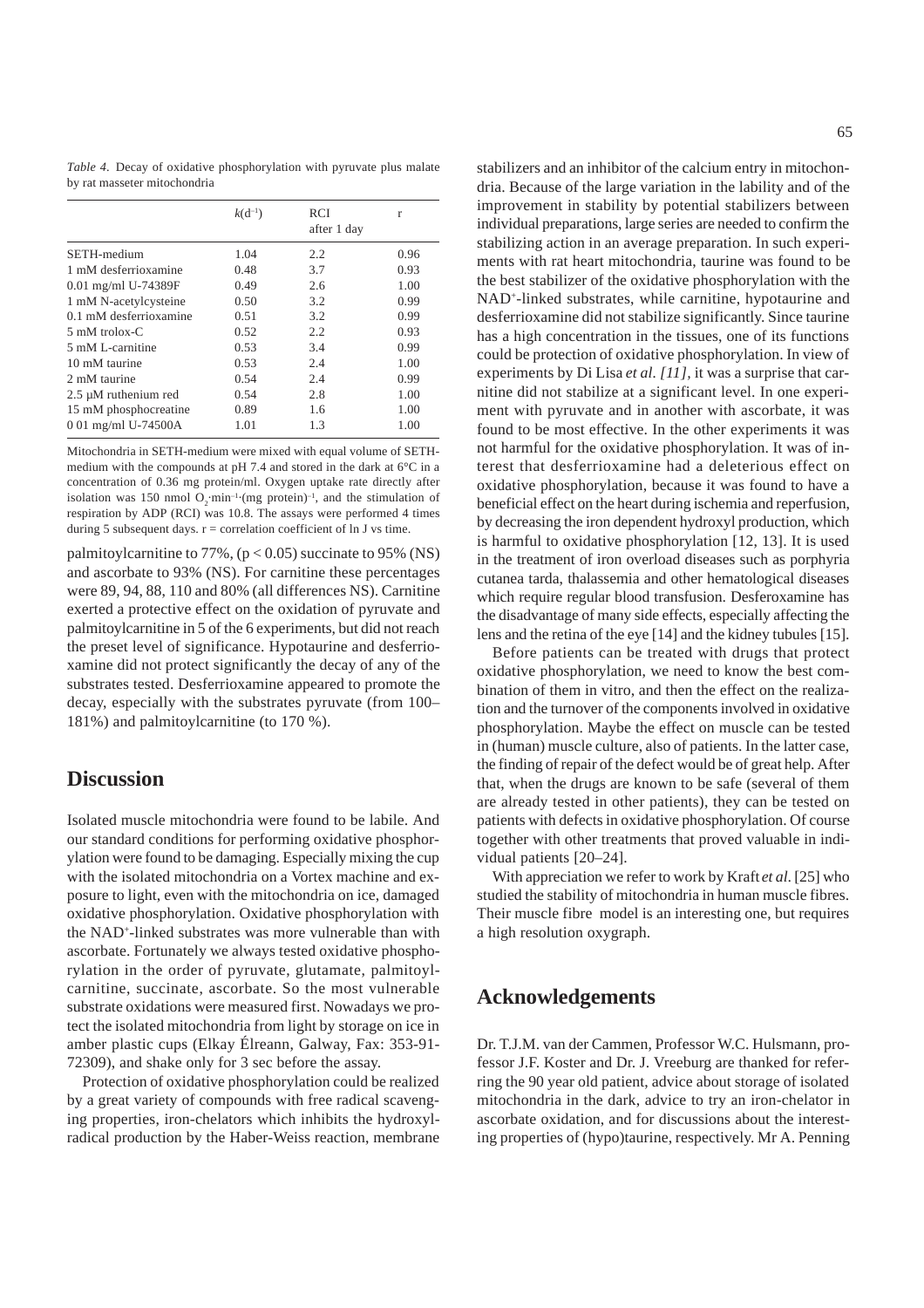*Table 4.* Decay of oxidative phosphorylation with pyruvate plus malate by rat masseter mitochondria

| | $k(d^{-1})$ | RCI after 1 day | r |
|---|---|---|---|
| SETH-medium | 1.04 | 2.2 | 0.96 |
| 1 mM desferrioxamine | 0.48 | 3.7 | 0.93 |
| 0.01 mg/ml U-74389F | 0.49 | 2.6 | 1.00 |
| 1 mM N-acetylcysteine | 0.50 | 3.2 | 0.99 |
| 0.1 mM desferrioxamine | 0.51 | 3.2 | 0.99 |
| 5 mM trolox-C | 0.52 | 2.2 | 0.93 |
| 5 mM L-carnitine | 0.53 | 3.4 | 0.99 |
| 10 mM taurine | 0.53 | 2.4 | 1.00 |
| 2 mM taurine | 0.54 | 2.4 | 0.99 |
| 2.5 μM ruthenium red | 0.54 | 2.8 | 1.00 |
| 15 mM phosphocreatine | 0.89 | 1.6 | 1.00 |
| 0 01 mg/ml U-74500A | 1.01 | 1.3 | 1.00 |

Mitochondria in SETH-medium were mixed with equal volume of SETH-medium with the compounds at pH 7.4 and stored in the dark at 6°C in a concentration of 0.36 mg protein/ml. Oxygen uptake rate directly after isolation was 150 nmol $O_2 \cdot min^{-1} \cdot (mg\ protein)^{-1}$, and the stimulation of respiration by ADP (RCI) was 10.8. The assays were performed 4 times during 5 subsequent days. r = correlation coefficient of ln J vs time.

palmitoylcarnitine to 77%, ($p < 0.05$) succinate to 95% (NS) and ascorbate to 93% (NS). For carnitine these percentages were 89, 94, 88, 110 and 80% (all differences NS). Carnitine exerted a protective effect on the oxidation of pyruvate and palmitoylcarnitine in 5 of the 6 experiments, but did not reach the preset level of significance. Hypotaurine and desferrioxamine did not protect significantly the decay of any of the substrates tested. Desferrioxamine appeared to promote the decay, especially with the substrates pyruvate (from 100–181%) and palmitoylcarnitine (to 170 %).

## Discussion

Isolated muscle mitochondria were found to be labile. And our standard conditions for performing oxidative phosphorylation were found to be damaging. Especially mixing the cup with the isolated mitochondria on a Vortex machine and exposure to light, even with the mitochondria on ice, damaged oxidative phosphorylation. Oxidative phosphorylation with the $NAD^+$-linked substrates was more vulnerable than with ascorbate. Fortunately we always tested oxidative phosphorylation in the order of pyruvate, glutamate, palmitoylcarnitine, succinate, ascorbate. So the most vulnerable substrate oxidations were measured first. Nowadays we protect the isolated mitochondria from light by storage on ice in amber plastic cups (Elkay Élreann, Galway, Fax: 353-91-72309), and shake only for 3 sec before the assay.

Protection of oxidative phosphorylation could be realized by a great variety of compounds with free radical scavenging properties, iron-chelators which inhibits the hydroxyl-radical production by the Haber-Weiss reaction, membrane stabilizers and an inhibitor of the calcium entry in mitochondria. Because of the large variation in the lability and of the improvement in stability by potential stabilizers between individual preparations, large series are needed to confirm the stabilizing action in an average preparation. In such experiments with rat heart mitochondria, taurine was found to be the best stabilizer of the oxidative phosphorylation with the $NAD^+$-linked substrates, while carnitine, hypotaurine and desferrioxamine did not stabilize significantly. Since taurine has a high concentration in the tissues, one of its functions could be protection of oxidative phosphorylation. In view of experiments by Di Lisa *et al. [11]*, it was a surprise that carnitine did not stabilize at a significant level. In one experiment with pyruvate and in another with ascorbate, it was found to be most effective. In the other experiments it was not harmful for the oxidative phosphorylation. It was of interest that desferrioxamine had a deleterious effect on oxidative phosphorylation, because it was found to have a beneficial effect on the heart during ischemia and reperfusion, by decreasing the iron dependent hydroxyl production, which is harmful to oxidative phosphorylation [12, 13]. It is used in the treatment of iron overload diseases such as porphyria cutanea tarda, thalassemia and other hematological diseases which require regular blood transfusion. Desferoxamine has the disadvantage of many side effects, especially affecting the lens and the retina of the eye [14] and the kidney tubules [15].

Before patients can be treated with drugs that protect oxidative phosphorylation, we need to know the best combination of them in vitro, and then the effect on the realization and the turnover of the components involved in oxidative phosphorylation. Maybe the effect on muscle can be tested in (human) muscle culture, also of patients. In the latter case, the finding of repair of the defect would be of great help. After that, when the drugs are known to be safe (several of them are already tested in other patients), they can be tested on patients with defects in oxidative phosphorylation. Of course together with other treatments that proved valuable in individual patients [20–24].

With appreciation we refer to work by Kraft *et al.* [25] who studied the stability of mitochondria in human muscle fibres. Their muscle fibre model is an interesting one, but requires a high resolution oxygraph.

## Acknowledgements

Dr. T.J.M. van der Cammen, Professor W.C. Hulsmann, professor J.F. Koster and Dr. J. Vreeburg are thanked for referring the 90 year old patient, advice about storage of isolated mitochondria in the dark, advice to try an iron-chelator in ascorbate oxidation, and for discussions about the interesting properties of (hypo)taurine, respectively. Mr A. Penning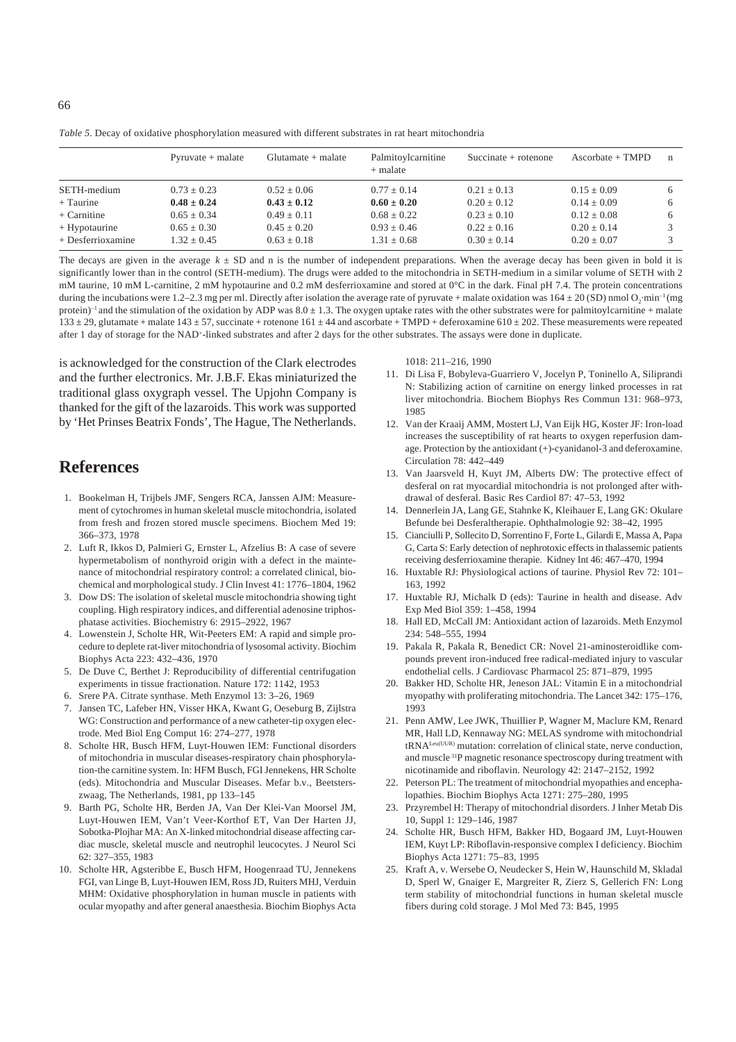*Table 5*. Decay of oxidative phosphorylation measured with different substrates in rat heart mitochondria

| | Pyruvate + malate | Glutamate + malate | Palmitoylcarnitine + malate | Succinate + rotenone | Ascorbate + TMPD | n |
|---|---|---|---|---|---|---|
| SETH-medium | 0.73 ± 0.23 | 0.52 ± 0.06 | 0.77 ± 0.14 | 0.21 ± 0.13 | 0.15 ± 0.09 | 6 |
| + Taurine | **0.48 ± 0.24** | **0.43 ± 0.12** | **0.60 ± 0.20** | 0.20 ± 0.12 | 0.14 ± 0.09 | 6 |
| + Carnitine | 0.65 ± 0.34 | 0.49 ± 0.11 | 0.68 ± 0.22 | 0.23 ± 0.10 | 0.12 ± 0.08 | 6 |
| + Hypotaurine | 0.65 ± 0.30 | 0.45 ± 0.20 | 0.93 ± 0.46 | 0.22 ± 0.16 | 0.20 ± 0.14 | 3 |
| + Desferrioxamine | 1.32 ± 0.45 | 0.63 ± 0.18 | 1.31 ± 0.68 | 0.30 ± 0.14 | 0.20 ± 0.07 | 3 |

The decays are given in the average $k$ ± SD and n is the number of independent preparations. When the average decay has been given in bold it is significantly lower than in the control (SETH-medium). The drugs were added to the mitochondria in SETH-medium in a similar volume of SETH with 2 mM taurine, 10 mM L-carnitine, 2 mM hypotaurine and 0.2 mM desferrioxamine and stored at 0°C in the dark. Final pH 7.4. The protein concentrations during the incubations were 1.2–2.3 mg per ml. Directly after isolation the average rate of pyruvate + malate oxidation was 164 ± 20 (SD) nmol $O_2 \cdot min^{-1}$(mg protein)$^{-1}$ and the stimulation of the oxidation by ADP was 8.0 ± 1.3. The oxygen uptake rates with the other substrates were for palmitoylcarnitine + malate 133 ± 29, glutamate + malate 143 ± 57, succinate + rotenone 161 ± 44 and ascorbate + TMPD + deferoxamine 610 ± 202. These measurements were repeated after 1 day of storage for the $NAD^+$-linked substrates and after 2 days for the other substrates. The assays were done in duplicate.

is acknowledged for the construction of the Clark electrodes and the further electronics. Mr. J.B.F. Ekas miniaturized the traditional glass oxygraph vessel. The Upjohn Company is thanked for the gift of the lazaroids. This work was supported by 'Het Prinses Beatrix Fonds', The Hague, The Netherlands.

# References

1. Bookelman H, Trijbels JMF, Sengers RCA, Janssen AJM: Measurement of cytochromes in human skeletal muscle mitochondria, isolated from fresh and frozen stored muscle specimens. Biochem Med 19: 366–373, 1978
2. Luft R, Ikkos D, Palmieri G, Ernster L, Afzelius B: A case of severe hypermetabolism of nonthyroid origin with a defect in the maintenance of mitochondrial respiratory control: a correlated clinical, biochemical and morphological study. J Clin Invest 41: 1776–1804, 1962
3. Dow DS: The isolation of skeletal muscle mitochondria showing tight coupling. High respiratory indices, and differential adenosine triphosphatase activities. Biochemistry 6: 2915–2922, 1967
4. Lowenstein J, Scholte HR, Wit-Peeters EM: A rapid and simple procedure to deplete rat-liver mitochondria of lysosomal activity. Biochim Biophys Acta 223: 432–436, 1970
5. De Duve C, Berthet J: Reproducibility of differential centrifugation experiments in tissue fractionation. Nature 172: 1142, 1953
6. Srere PA. Citrate synthase. Meth Enzymol 13: 3–26, 1969
7. Jansen TC, Lafeber HN, Visser HKA, Kwant G, Oeseburg B, Zijlstra WG: Construction and performance of a new catheter-tip oxygen electrode. Med Biol Eng Comput 16: 274–277, 1978
8. Scholte HR, Busch HFM, Luyt-Houwen IEM: Functional disorders of mitochondria in muscular diseases-respiratory chain phosphorylation-the carnitine system. In: HFM Busch, FGI Jennekens, HR Scholte (eds). Mitochondria and Muscular Diseases. Mefar b.v., Beetsterszwaag, The Netherlands, 1981, pp 133–145
9. Barth PG, Scholte HR, Berden JA, Van Der Klei-Van Moorsel JM, Luyt-Houwen IEM, Van't Veer-Korthof ET, Van Der Harten JJ, Sobotka-Plojhar MA: An X-linked mitochondrial disease affecting cardiac muscle, skeletal muscle and neutrophil leucocytes. J Neurol Sci 62: 327–355, 1983
10. Scholte HR, Agsteribbe E, Busch HFM, Hoogenraad TU, Jennekens FGI, van Linge B, Luyt-Houwen IEM, Ross JD, Ruiters MHJ, Verduin MHM: Oxidative phosphorylation in human muscle in patients with ocular myopathy and after general anaesthesia. Biochim Biophys Acta 1018: 211–216, 1990
11. Di Lisa F, Bobyleva-Guarriero V, Jocelyn P, Toninello A, Siliprandi N: Stabilizing action of carnitine on energy linked processes in rat liver mitochondria. Biochem Biophys Res Commun 131: 968–973, 1985
12. Van der Kraaij AMM, Mostert LJ, Van Eijk HG, Koster JF: Iron-load increases the susceptibility of rat hearts to oxygen reperfusion damage. Protection by the antioxidant (+)-cyanidanol-3 and deferoxamine. Circulation 78: 442–449
13. Van Jaarsveld H, Kuyt JM, Alberts DW: The protective effect of desferal on rat myocardial mitochondria is not prolonged after withdrawal of desferal. Basic Res Cardiol 87: 47–53, 1992
14. Dennerlein JA, Lang GE, Stahnke K, Kleihauer E, Lang GK: Okulare Befunde bei Desferaltherapie. Ophthalmologie 92: 38–42, 1995
15. Cianciulli P, Sollecito D, Sorrentino F, Forte L, Gilardi E, Massa A, Papa G, Carta S: Early detection of nephrotoxic effects in thalassemic patients receiving desferrioxamine therapie. Kidney Int 46: 467–470, 1994
16. Huxtable RJ: Physiological actions of taurine. Physiol Rev 72: 101–163, 1992
17. Huxtable RJ, Michalk D (eds): Taurine in health and disease. Adv Exp Med Biol 359: 1–458, 1994
18. Hall ED, McCall JM: Antioxidant action of lazaroids. Meth Enzymol 234: 548–555, 1994
19. Pakala R, Pakala R, Benedict CR: Novel 21-aminosteroidlike compounds prevent iron-induced free radical-mediated injury to vascular endothelial cells. J Cardiovasc Pharmacol 25: 871–879, 1995
20. Bakker HD, Scholte HR, Jeneson JAL: Vitamin E in a mitochondrial myopathy with proliferating mitochondria. The Lancet 342: 175–176, 1993
21. Penn AMW, Lee JWK, Thuillier P, Wagner M, Maclure KM, Renard MR, Hall LD, Kennaway NG: MELAS syndrome with mitochondrial $tRNA^{Leu(UUR)}$ mutation: correlation of clinical state, nerve conduction, and muscle $^{31}P$ magnetic resonance spectroscopy during treatment with nicotinamide and riboflavin. Neurology 42: 2147–2152, 1992
22. Peterson PL: The treatment of mitochondrial myopathies and encephalopathies. Biochim Biophys Acta 1271: 275–280, 1995
23. Przyrembel H: Therapy of mitochondrial disorders. J Inher Metab Dis 10, Suppl 1: 129–146, 1987
24. Scholte HR, Busch HFM, Bakker HD, Bogaard JM, Luyt-Houwen IEM, Kuyt LP: Riboflavin-responsive complex I deficiency. Biochim Biophys Acta 1271: 75–83, 1995
25. Kraft A, v. Wersebe O, Neudecker S, Hein W, Haunschild M, Skladal D, Sperl W, Gnaiger E, Margreiter R, Zierz S, Gellerich FN: Long term stability of mitochondrial functions in human skeletal muscle fibers during cold storage. J Mol Med 73: B45, 1995